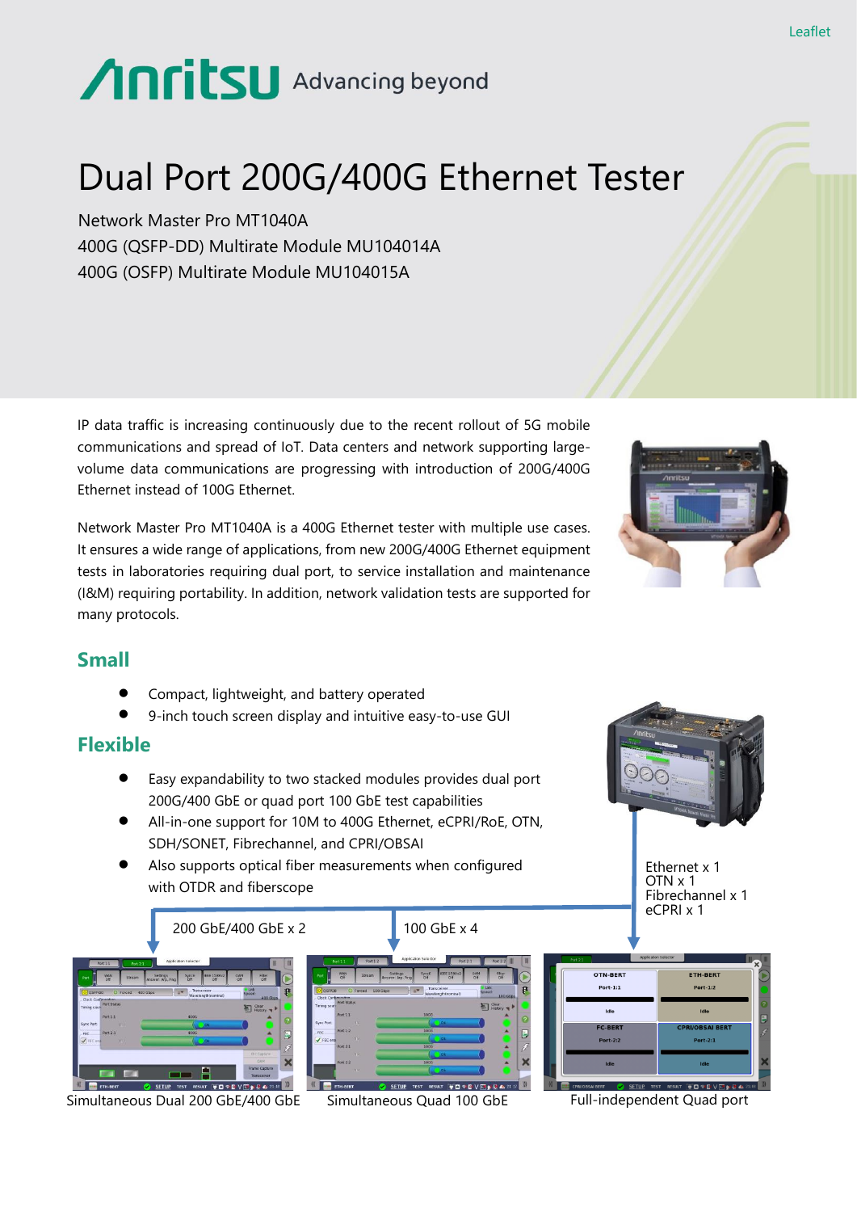Leaflet

# Dual Port 200G/400G Ethernet Tester

Network Master Pro MT1040A
400G (QSFP-DD) Multirate Module MU104014A
400G (OSFP) Multirate Module MU104015A

IP data traffic is increasing continuously due to the recent rollout of 5G mobile communications and spread of IoT. Data centers and network supporting large-volume data communications are progressing with introduction of 200G/400G Ethernet instead of 100G Ethernet.

Network Master Pro MT1040A is a 400G Ethernet tester with multiple use cases. It ensures a wide range of applications, from new 200G/400G Ethernet equipment tests in laboratories requiring dual port, to service installation and maintenance (I&M) requiring portability. In addition, network validation tests are supported for many protocols.

## Small

- Compact, lightweight, and battery operated
- 9-inch touch screen display and intuitive easy-to-use GUI

## Flexible

- Easy expandability to two stacked modules provides dual port 200G/400 GbE or quad port 100 GbE test capabilities
- All-in-one support for 10M to 400G Ethernet, eCPRI/RoE, OTN, SDH/SONET, Fibrechannel, and CPRI/OBSAI
- Also supports optical fiber measurements when configured with OTDR and fiberscope

200 GbE/400 GbE x 2

100 GbE x 4

Ethernet x 1
OTN x 1
Fibrechannel x 1
eCPRI x 1

Simultaneous Dual 200 GbE/400 GbE

Simultaneous Quad 100 GbE

Full-independent Quad port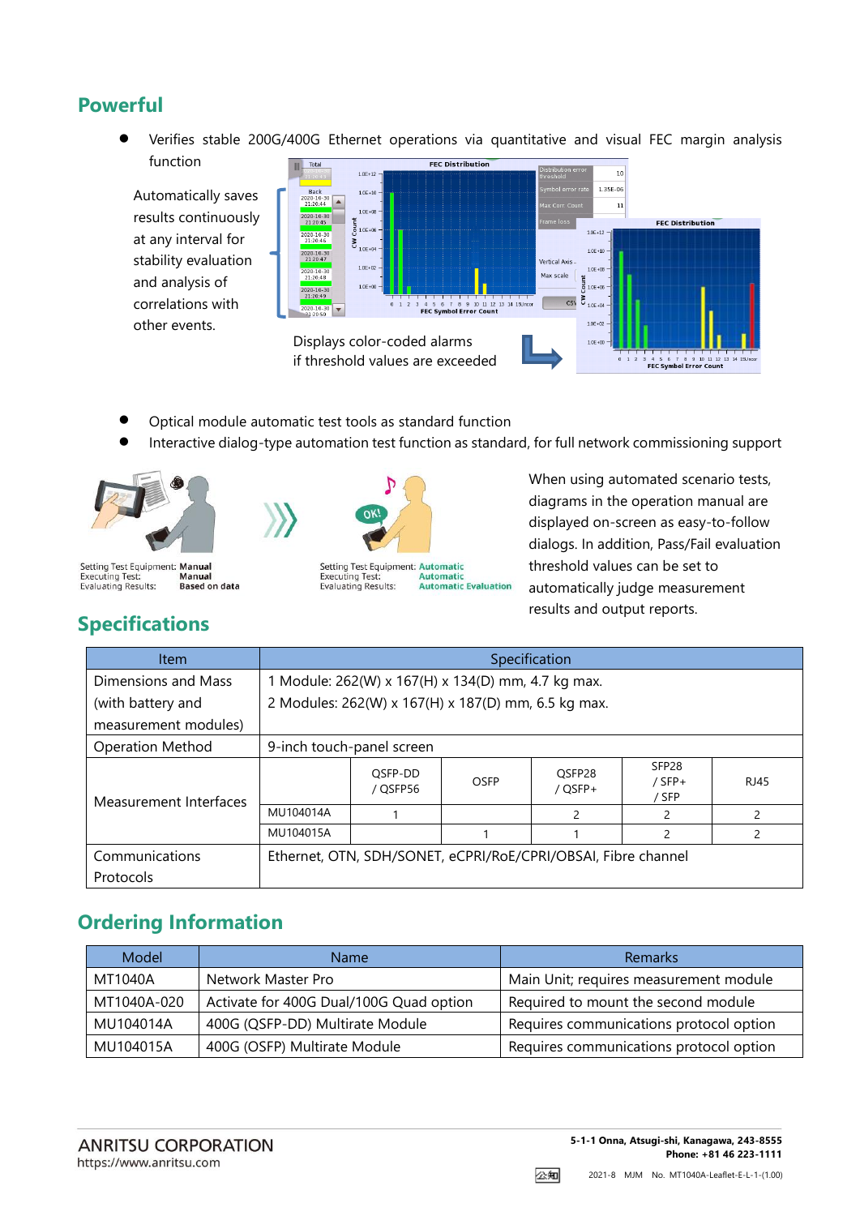## Powerful

- Verifies stable 200G/400G Ethernet operations via quantitative and visual FEC margin analysis function

Automatically saves results continuously at any interval for stability evaluation and analysis of correlations with other events.

Displays color-coded alarms if threshold values are exceeded

- Optical module automatic test tools as standard function
- Interactive dialog-type automation test function as standard, for full network commissioning support

Setting Test Equipment: **Manual**
Executing Test: **Manual**
Evaluating Results: **Based on data**

Setting Test Equipment: **Automatic**
Executing Test: **Automatic**
Evaluating Results: **Automatic Evaluation**

When using automated scenario tests, diagrams in the operation manual are displayed on-screen as easy-to-follow dialogs. In addition, Pass/Fail evaluation threshold values can be set to automatically judge measurement results and output reports.

## Specifications

| Item | Specification | | | | | |
|---|---|---|---|---|---|---|
| Dimensions and Mass (with battery and measurement modules) | 1 Module: 262(W) x 167(H) x 134(D) mm, 4.7 kg max.<br>2 Modules: 262(W) x 167(H) x 187(D) mm, 6.5 kg max. | | | | | |
| Operation Method | 9-inch touch-panel screen | | | | | |
| Measurement Interfaces | | QSFP-DD / QSFP56 | OSFP | QSFP28 / QSFP+ | SFP28 / SFP+ / SFP | RJ45 |
| | MU104014A | 1 | | 2 | 2 | 2 |
| | MU104015A | | 1 | 1 | 2 | 2 |
| Communications Protocols | Ethernet, OTN, SDH/SONET, eCPRI/RoE/CPRI/OBSAI, Fibre channel | | | | | |

## Ordering Information

| Model | Name | Remarks |
|---|---|---|
| MT1040A | Network Master Pro | Main Unit; requires measurement module |
| MT1040A-020 | Activate for 400G Dual/100G Quad option | Required to mount the second module |
| MU104014A | 400G (QSFP-DD) Multirate Module | Requires communications protocol option |
| MU104015A | 400G (OSFP) Multirate Module | Requires communications protocol option |

ANRITSU CORPORATION
https://www.anritsu.com

5-1-1 Onna, Atsugi-shi, Kanagawa, 243-8555
Phone: +81 46 223-1111

公知 2021-8 MJM No. MT1040A-Leaflet-E-L-1-(1.00)